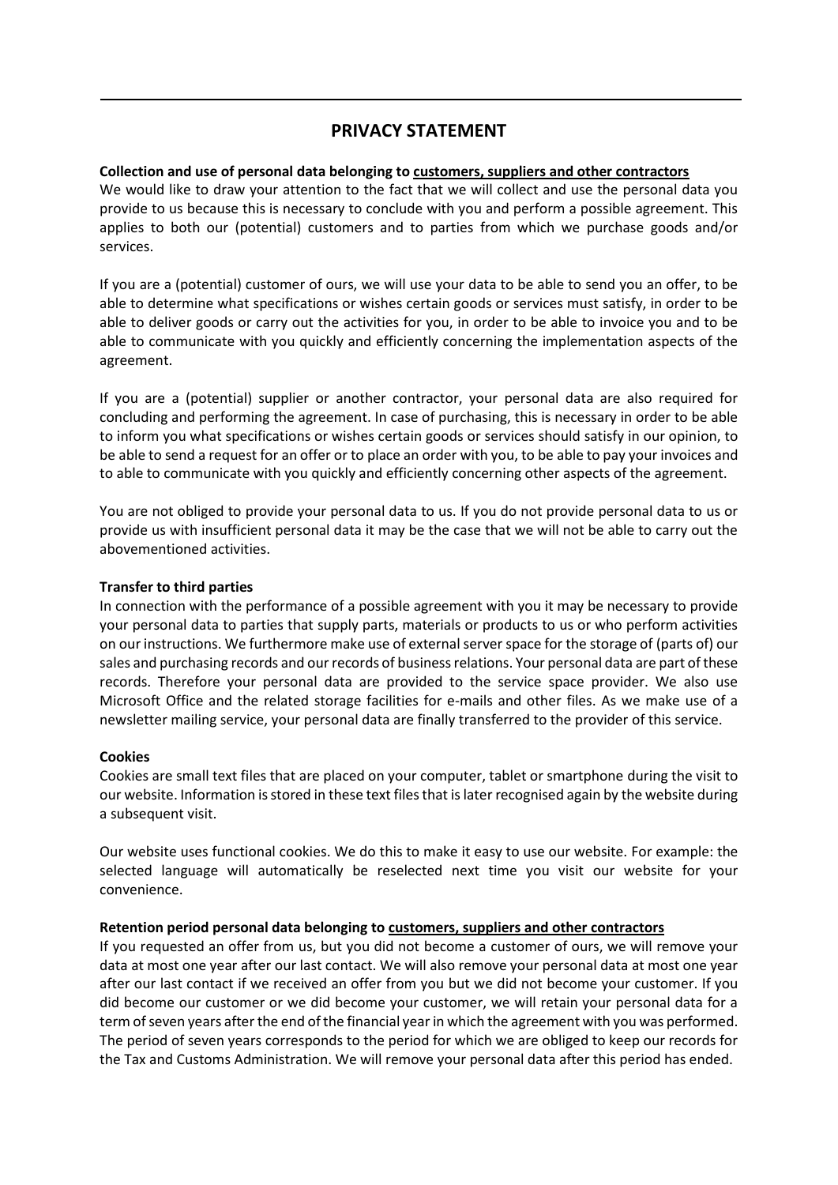# PRIVACY STATEMENT

**Collection and use of personal data belonging to <u>customers, suppliers and other contractors</u>**

We would like to draw your attention to the fact that we will collect and use the personal data you provide to us because this is necessary to conclude with you and perform a possible agreement. This applies to both our (potential) customers and to parties from which we purchase goods and/or services.

If you are a (potential) customer of ours, we will use your data to be able to send you an offer, to be able to determine what specifications or wishes certain goods or services must satisfy, in order to be able to deliver goods or carry out the activities for you, in order to be able to invoice you and to be able to communicate with you quickly and efficiently concerning the implementation aspects of the agreement.

If you are a (potential) supplier or another contractor, your personal data are also required for concluding and performing the agreement. In case of purchasing, this is necessary in order to be able to inform you what specifications or wishes certain goods or services should satisfy in our opinion, to be able to send a request for an offer or to place an order with you, to be able to pay your invoices and to able to communicate with you quickly and efficiently concerning other aspects of the agreement.

You are not obliged to provide your personal data to us. If you do not provide personal data to us or provide us with insufficient personal data it may be the case that we will not be able to carry out the abovementioned activities.

**Transfer to third parties**

In connection with the performance of a possible agreement with you it may be necessary to provide your personal data to parties that supply parts, materials or products to us or who perform activities on our instructions. We furthermore make use of external server space for the storage of (parts of) our sales and purchasing records and our records of business relations. Your personal data are part of these records. Therefore your personal data are provided to the service space provider. We also use Microsoft Office and the related storage facilities for e-mails and other files. As we make use of a newsletter mailing service, your personal data are finally transferred to the provider of this service.

**Cookies**

Cookies are small text files that are placed on your computer, tablet or smartphone during the visit to our website. Information is stored in these text files that is later recognised again by the website during a subsequent visit.

Our website uses functional cookies. We do this to make it easy to use our website. For example: the selected language will automatically be reselected next time you visit our website for your convenience.

**Retention period personal data belonging to <u>customers, suppliers and other contractors</u>**

If you requested an offer from us, but you did not become a customer of ours, we will remove your data at most one year after our last contact. We will also remove your personal data at most one year after our last contact if we received an offer from you but we did not become your customer. If you did become our customer or we did become your customer, we will retain your personal data for a term of seven years after the end of the financial year in which the agreement with you was performed. The period of seven years corresponds to the period for which we are obliged to keep our records for the Tax and Customs Administration. We will remove your personal data after this period has ended.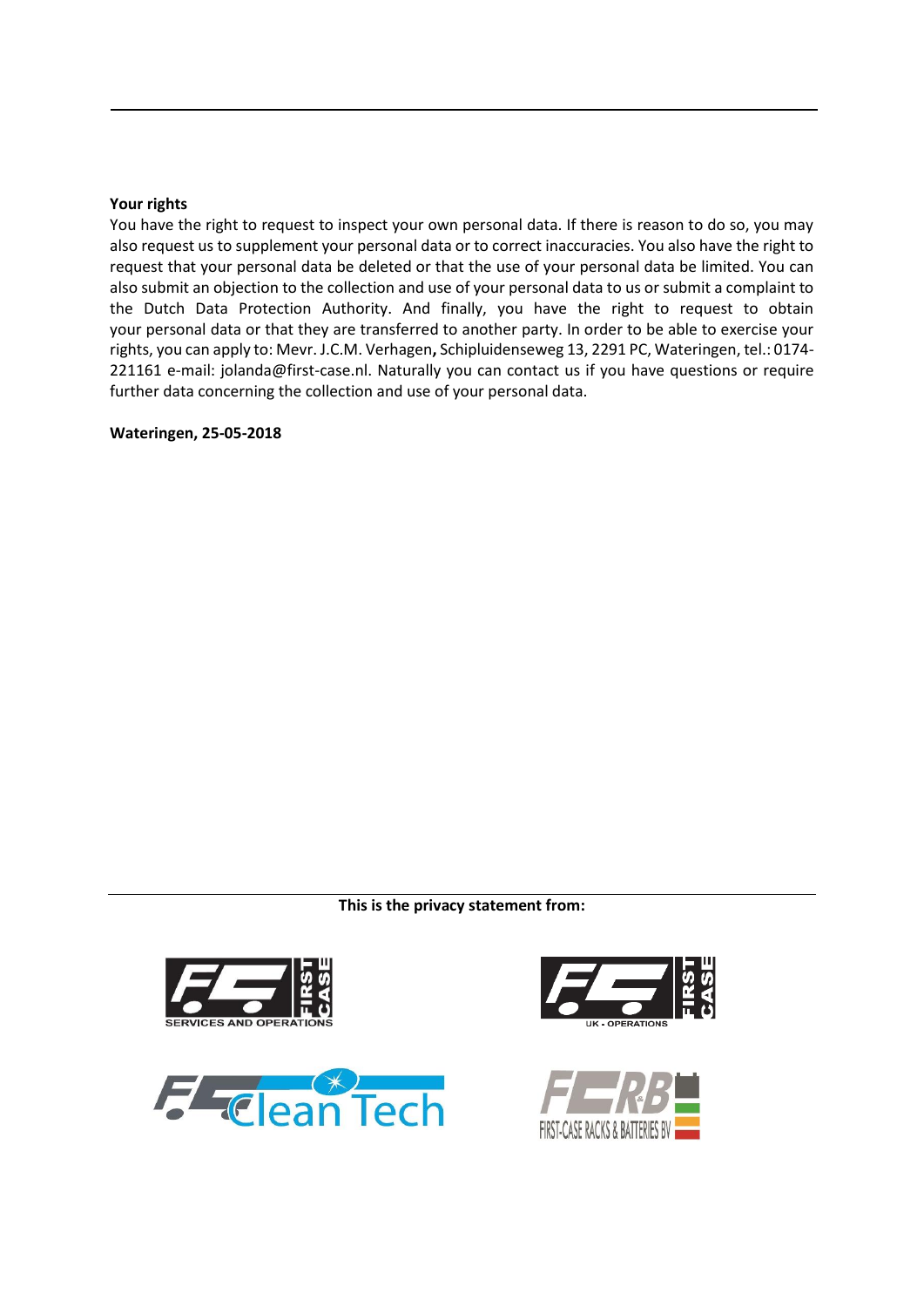**Your rights**

You have the right to request to inspect your own personal data. If there is reason to do so, you may also request us to supplement your personal data or to correct inaccuracies. You also have the right to request that your personal data be deleted or that the use of your personal data be limited. You can also submit an objection to the collection and use of your personal data to us or submit a complaint to the Dutch Data Protection Authority. And finally, you have the right to request to obtain your personal data or that they are transferred to another party. In order to be able to exercise your rights, you can apply to: Mevr. J.C.M. Verhagen**,** Schipluidenseweg 13, 2291 PC, Wateringen, tel.: 0174-221161 e-mail: jolanda@first-case.nl. Naturally you can contact us if you have questions or require further data concerning the collection and use of your personal data.

**Wateringen, 25-05-2018**

**This is the privacy statement from:**

SERVICES AND OPERATIONS

UK - OPERATIONS

Clean Tech

FIRST-CASE RACKS & BATTERIES BV